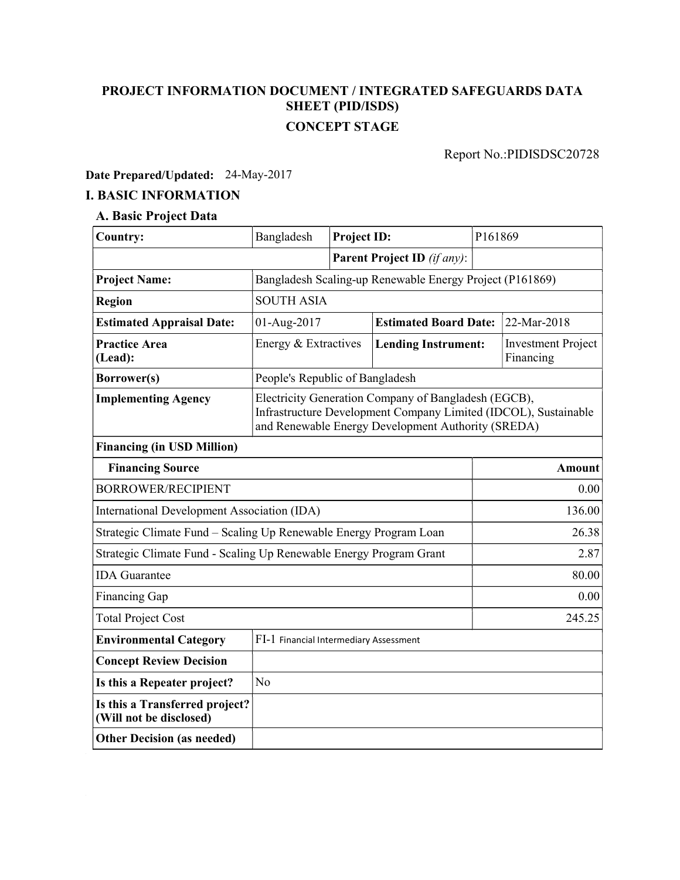# PROJECT INFORMATION DOCUMENT / INTEGRATED SAFEGUARDS DATA SHEET (PID/ISDS)

## CONCEPT STAGE

Report No.:PIDISDSC20728

**Date Prepared/Updated:** 24-May-2017

## I. BASIC INFORMATION

### A. Basic Project Data

| | | | | | |
|---|---|---|---|---|---|
| **Country:** | Bangladesh | **Project ID:** | | P161869 | |
| | | **Parent Project ID** *(if any)*: | | | |
| **Project Name:** | Bangladesh Scaling-up Renewable Energy Project (P161869) | | | | |
| **Region** | SOUTH ASIA | | | | |
| **Estimated Appraisal Date:** | 01-Aug-2017 | | **Estimated Board Date:** | | 22-Mar-2018 |
| **Practice Area (Lead):** | Energy & Extractives | | **Lending Instrument:** | | Investment Project Financing |
| **Borrower(s)** | People's Republic of Bangladesh | | | | |
| **Implementing Agency** | Electricity Generation Company of Bangladesh (EGCB), Infrastructure Development Company Limited (IDCOL), Sustainable and Renewable Energy Development Authority (SREDA) | | | | |

**Financing (in USD Million)**

| Financing Source | Amount |
|---|---:|
| BORROWER/RECIPIENT | 0.00 |
| International Development Association (IDA) | 136.00 |
| Strategic Climate Fund – Scaling Up Renewable Energy Program Loan | 26.38 |
| Strategic Climate Fund - Scaling Up Renewable Energy Program Grant | 2.87 |
| IDA Guarantee | 80.00 |
| Financing Gap | 0.00 |
| Total Project Cost | 245.25 |

| | |
|---|---|
| **Environmental Category** | FI-1 Financial Intermediary Assessment |
| **Concept Review Decision** | |
| **Is this a Repeater project?** | No |
| **Is this a Transferred project? (Will not be disclosed)** | |
| **Other Decision (as needed)** | |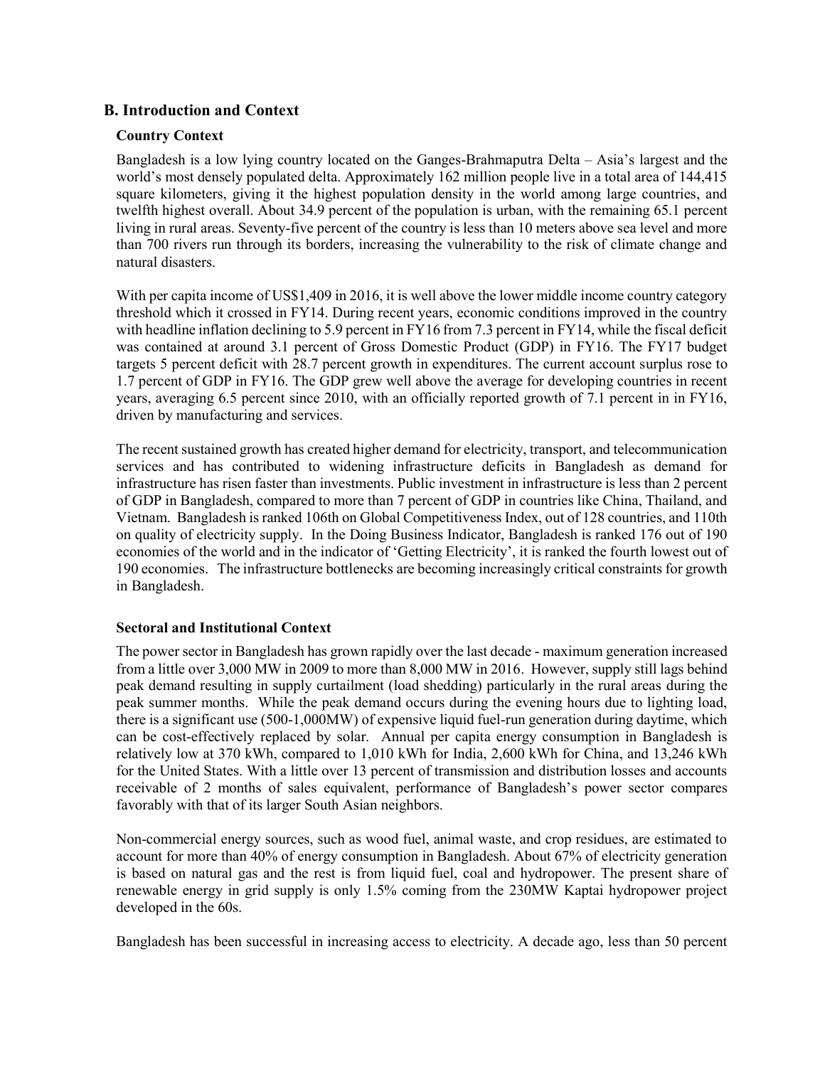## B. Introduction and Context

### Country Context

Bangladesh is a low lying country located on the Ganges-Brahmaputra Delta – Asia's largest and the world's most densely populated delta. Approximately 162 million people live in a total area of 144,415 square kilometers, giving it the highest population density in the world among large countries, and twelfth highest overall. About 34.9 percent of the population is urban, with the remaining 65.1 percent living in rural areas. Seventy-five percent of the country is less than 10 meters above sea level and more than 700 rivers run through its borders, increasing the vulnerability to the risk of climate change and natural disasters.

With per capita income of US$1,409 in 2016, it is well above the lower middle income country category threshold which it crossed in FY14. During recent years, economic conditions improved in the country with headline inflation declining to 5.9 percent in FY16 from 7.3 percent in FY14, while the fiscal deficit was contained at around 3.1 percent of Gross Domestic Product (GDP) in FY16. The FY17 budget targets 5 percent deficit with 28.7 percent growth in expenditures. The current account surplus rose to 1.7 percent of GDP in FY16. The GDP grew well above the average for developing countries in recent years, averaging 6.5 percent since 2010, with an officially reported growth of 7.1 percent in in FY16, driven by manufacturing and services.

The recent sustained growth has created higher demand for electricity, transport, and telecommunication services and has contributed to widening infrastructure deficits in Bangladesh as demand for infrastructure has risen faster than investments. Public investment in infrastructure is less than 2 percent of GDP in Bangladesh, compared to more than 7 percent of GDP in countries like China, Thailand, and Vietnam. Bangladesh is ranked 106th on Global Competitiveness Index, out of 128 countries, and 110th on quality of electricity supply. In the Doing Business Indicator, Bangladesh is ranked 176 out of 190 economies of the world and in the indicator of 'Getting Electricity', it is ranked the fourth lowest out of 190 economies. The infrastructure bottlenecks are becoming increasingly critical constraints for growth in Bangladesh.

### Sectoral and Institutional Context

The power sector in Bangladesh has grown rapidly over the last decade - maximum generation increased from a little over 3,000 MW in 2009 to more than 8,000 MW in 2016. However, supply still lags behind peak demand resulting in supply curtailment (load shedding) particularly in the rural areas during the peak summer months. While the peak demand occurs during the evening hours due to lighting load, there is a significant use (500-1,000MW) of expensive liquid fuel-run generation during daytime, which can be cost-effectively replaced by solar. Annual per capita energy consumption in Bangladesh is relatively low at 370 kWh, compared to 1,010 kWh for India, 2,600 kWh for China, and 13,246 kWh for the United States. With a little over 13 percent of transmission and distribution losses and accounts receivable of 2 months of sales equivalent, performance of Bangladesh's power sector compares favorably with that of its larger South Asian neighbors.

Non-commercial energy sources, such as wood fuel, animal waste, and crop residues, are estimated to account for more than 40% of energy consumption in Bangladesh. About 67% of electricity generation is based on natural gas and the rest is from liquid fuel, coal and hydropower. The present share of renewable energy in grid supply is only 1.5% coming from the 230MW Kaptai hydropower project developed in the 60s.

Bangladesh has been successful in increasing access to electricity. A decade ago, less than 50 percent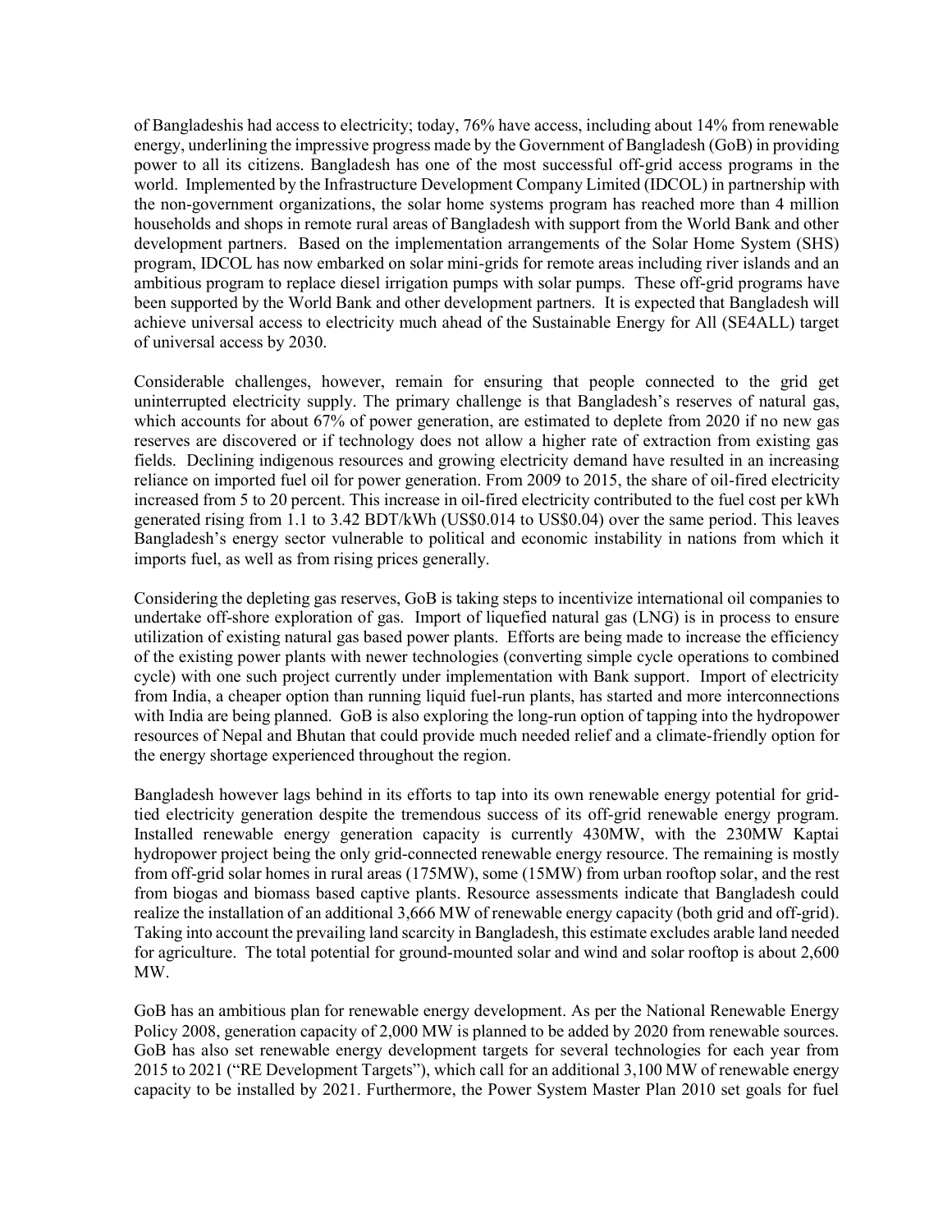of Bangladeshis had access to electricity; today, 76% have access, including about 14% from renewable energy, underlining the impressive progress made by the Government of Bangladesh (GoB) in providing power to all its citizens. Bangladesh has one of the most successful off-grid access programs in the world. Implemented by the Infrastructure Development Company Limited (IDCOL) in partnership with the non-government organizations, the solar home systems program has reached more than 4 million households and shops in remote rural areas of Bangladesh with support from the World Bank and other development partners. Based on the implementation arrangements of the Solar Home System (SHS) program, IDCOL has now embarked on solar mini-grids for remote areas including river islands and an ambitious program to replace diesel irrigation pumps with solar pumps. These off-grid programs have been supported by the World Bank and other development partners. It is expected that Bangladesh will achieve universal access to electricity much ahead of the Sustainable Energy for All (SE4ALL) target of universal access by 2030.

Considerable challenges, however, remain for ensuring that people connected to the grid get uninterrupted electricity supply. The primary challenge is that Bangladesh's reserves of natural gas, which accounts for about 67% of power generation, are estimated to deplete from 2020 if no new gas reserves are discovered or if technology does not allow a higher rate of extraction from existing gas fields. Declining indigenous resources and growing electricity demand have resulted in an increasing reliance on imported fuel oil for power generation. From 2009 to 2015, the share of oil-fired electricity increased from 5 to 20 percent. This increase in oil-fired electricity contributed to the fuel cost per kWh generated rising from 1.1 to 3.42 BDT/kWh (US$0.014 to US$0.04) over the same period. This leaves Bangladesh's energy sector vulnerable to political and economic instability in nations from which it imports fuel, as well as from rising prices generally.

Considering the depleting gas reserves, GoB is taking steps to incentivize international oil companies to undertake off-shore exploration of gas. Import of liquefied natural gas (LNG) is in process to ensure utilization of existing natural gas based power plants. Efforts are being made to increase the efficiency of the existing power plants with newer technologies (converting simple cycle operations to combined cycle) with one such project currently under implementation with Bank support. Import of electricity from India, a cheaper option than running liquid fuel-run plants, has started and more interconnections with India are being planned. GoB is also exploring the long-run option of tapping into the hydropower resources of Nepal and Bhutan that could provide much needed relief and a climate-friendly option for the energy shortage experienced throughout the region.

Bangladesh however lags behind in its efforts to tap into its own renewable energy potential for grid-tied electricity generation despite the tremendous success of its off-grid renewable energy program. Installed renewable energy generation capacity is currently 430MW, with the 230MW Kaptai hydropower project being the only grid-connected renewable energy resource. The remaining is mostly from off-grid solar homes in rural areas (175MW), some (15MW) from urban rooftop solar, and the rest from biogas and biomass based captive plants. Resource assessments indicate that Bangladesh could realize the installation of an additional 3,666 MW of renewable energy capacity (both grid and off-grid). Taking into account the prevailing land scarcity in Bangladesh, this estimate excludes arable land needed for agriculture. The total potential for ground-mounted solar and wind and solar rooftop is about 2,600 MW.

GoB has an ambitious plan for renewable energy development. As per the National Renewable Energy Policy 2008, generation capacity of 2,000 MW is planned to be added by 2020 from renewable sources. GoB has also set renewable energy development targets for several technologies for each year from 2015 to 2021 ("RE Development Targets"), which call for an additional 3,100 MW of renewable energy capacity to be installed by 2021. Furthermore, the Power System Master Plan 2010 set goals for fuel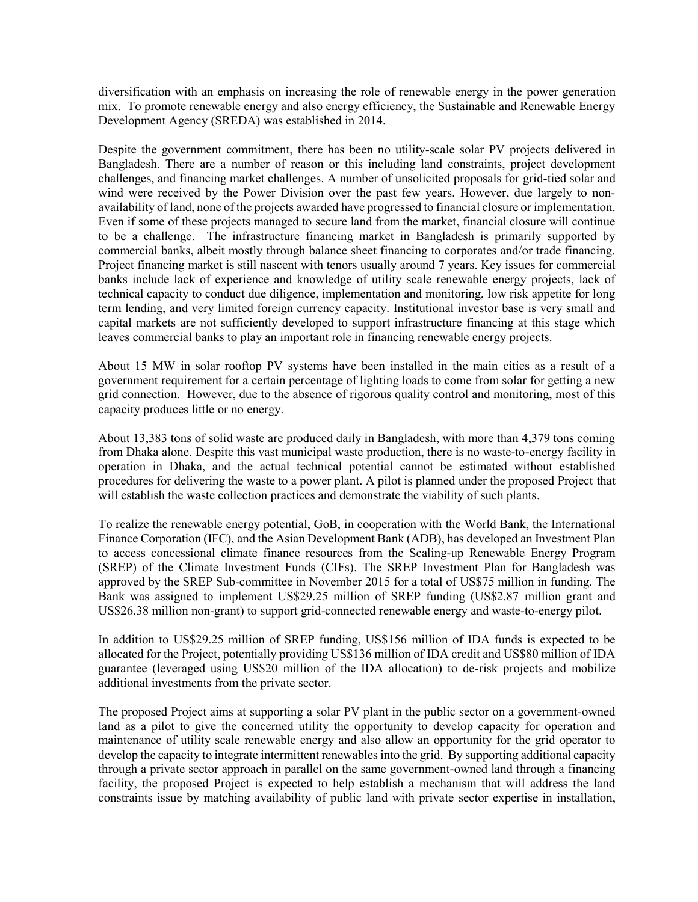diversification with an emphasis on increasing the role of renewable energy in the power generation mix. To promote renewable energy and also energy efficiency, the Sustainable and Renewable Energy Development Agency (SREDA) was established in 2014.

Despite the government commitment, there has been no utility-scale solar PV projects delivered in Bangladesh. There are a number of reason or this including land constraints, project development challenges, and financing market challenges. A number of unsolicited proposals for grid-tied solar and wind were received by the Power Division over the past few years. However, due largely to non-availability of land, none of the projects awarded have progressed to financial closure or implementation. Even if some of these projects managed to secure land from the market, financial closure will continue to be a challenge. The infrastructure financing market in Bangladesh is primarily supported by commercial banks, albeit mostly through balance sheet financing to corporates and/or trade financing. Project financing market is still nascent with tenors usually around 7 years. Key issues for commercial banks include lack of experience and knowledge of utility scale renewable energy projects, lack of technical capacity to conduct due diligence, implementation and monitoring, low risk appetite for long term lending, and very limited foreign currency capacity. Institutional investor base is very small and capital markets are not sufficiently developed to support infrastructure financing at this stage which leaves commercial banks to play an important role in financing renewable energy projects.

About 15 MW in solar rooftop PV systems have been installed in the main cities as a result of a government requirement for a certain percentage of lighting loads to come from solar for getting a new grid connection. However, due to the absence of rigorous quality control and monitoring, most of this capacity produces little or no energy.

About 13,383 tons of solid waste are produced daily in Bangladesh, with more than 4,379 tons coming from Dhaka alone. Despite this vast municipal waste production, there is no waste-to-energy facility in operation in Dhaka, and the actual technical potential cannot be estimated without established procedures for delivering the waste to a power plant. A pilot is planned under the proposed Project that will establish the waste collection practices and demonstrate the viability of such plants.

To realize the renewable energy potential, GoB, in cooperation with the World Bank, the International Finance Corporation (IFC), and the Asian Development Bank (ADB), has developed an Investment Plan to access concessional climate finance resources from the Scaling-up Renewable Energy Program (SREP) of the Climate Investment Funds (CIFs). The SREP Investment Plan for Bangladesh was approved by the SREP Sub-committee in November 2015 for a total of US$75 million in funding. The Bank was assigned to implement US$29.25 million of SREP funding (US$2.87 million grant and US$26.38 million non-grant) to support grid-connected renewable energy and waste-to-energy pilot.

In addition to US$29.25 million of SREP funding, US$156 million of IDA funds is expected to be allocated for the Project, potentially providing US$136 million of IDA credit and US$80 million of IDA guarantee (leveraged using US$20 million of the IDA allocation) to de-risk projects and mobilize additional investments from the private sector.

The proposed Project aims at supporting a solar PV plant in the public sector on a government-owned land as a pilot to give the concerned utility the opportunity to develop capacity for operation and maintenance of utility scale renewable energy and also allow an opportunity for the grid operator to develop the capacity to integrate intermittent renewables into the grid. By supporting additional capacity through a private sector approach in parallel on the same government-owned land through a financing facility, the proposed Project is expected to help establish a mechanism that will address the land constraints issue by matching availability of public land with private sector expertise in installation,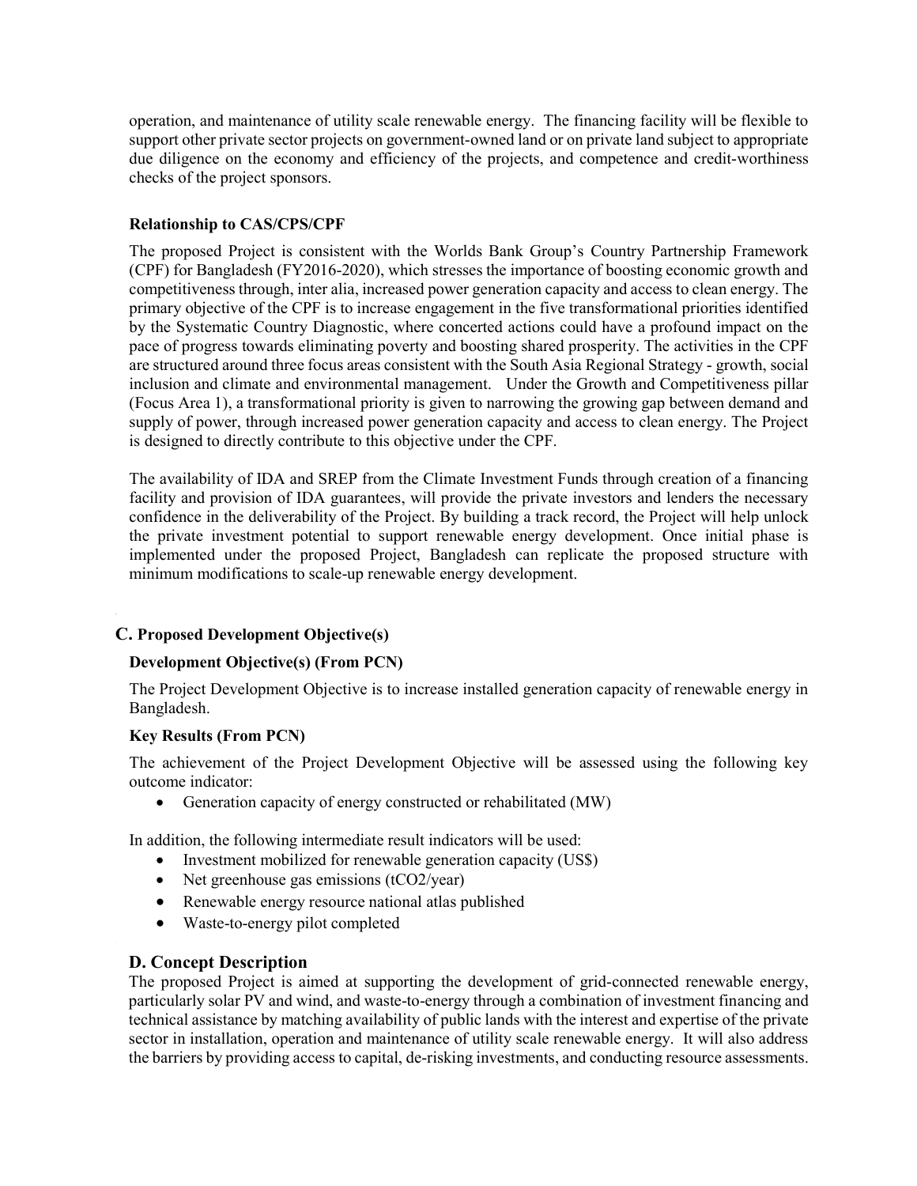operation, and maintenance of utility scale renewable energy. The financing facility will be flexible to support other private sector projects on government-owned land or on private land subject to appropriate due diligence on the economy and efficiency of the projects, and competence and credit-worthiness checks of the project sponsors.

**Relationship to CAS/CPS/CPF**

The proposed Project is consistent with the Worlds Bank Group's Country Partnership Framework (CPF) for Bangladesh (FY2016-2020), which stresses the importance of boosting economic growth and competitiveness through, inter alia, increased power generation capacity and access to clean energy. The primary objective of the CPF is to increase engagement in the five transformational priorities identified by the Systematic Country Diagnostic, where concerted actions could have a profound impact on the pace of progress towards eliminating poverty and boosting shared prosperity. The activities in the CPF are structured around three focus areas consistent with the South Asia Regional Strategy - growth, social inclusion and climate and environmental management. Under the Growth and Competitiveness pillar (Focus Area 1), a transformational priority is given to narrowing the growing gap between demand and supply of power, through increased power generation capacity and access to clean energy. The Project is designed to directly contribute to this objective under the CPF.

The availability of IDA and SREP from the Climate Investment Funds through creation of a financing facility and provision of IDA guarantees, will provide the private investors and lenders the necessary confidence in the deliverability of the Project. By building a track record, the Project will help unlock the private investment potential to support renewable energy development. Once initial phase is implemented under the proposed Project, Bangladesh can replicate the proposed structure with minimum modifications to scale-up renewable energy development.

## C. Proposed Development Objective(s)

**Development Objective(s) (From PCN)**

The Project Development Objective is to increase installed generation capacity of renewable energy in Bangladesh.

**Key Results (From PCN)**

The achievement of the Project Development Objective will be assessed using the following key outcome indicator:

- Generation capacity of energy constructed or rehabilitated (MW)

In addition, the following intermediate result indicators will be used:

- Investment mobilized for renewable generation capacity (US$)
- Net greenhouse gas emissions ($tCO_2$/year)
- Renewable energy resource national atlas published
- Waste-to-energy pilot completed

## D. Concept Description

The proposed Project is aimed at supporting the development of grid-connected renewable energy, particularly solar PV and wind, and waste-to-energy through a combination of investment financing and technical assistance by matching availability of public lands with the interest and expertise of the private sector in installation, operation and maintenance of utility scale renewable energy. It will also address the barriers by providing access to capital, de-risking investments, and conducting resource assessments.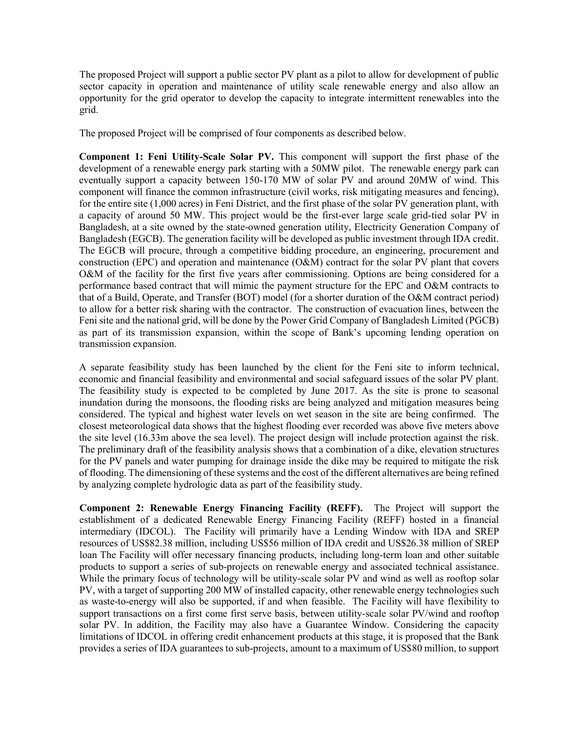The proposed Project will support a public sector PV plant as a pilot to allow for development of public sector capacity in operation and maintenance of utility scale renewable energy and also allow an opportunity for the grid operator to develop the capacity to integrate intermittent renewables into the grid.

The proposed Project will be comprised of four components as described below.

**Component 1: Feni Utility-Scale Solar PV.** This component will support the first phase of the development of a renewable energy park starting with a 50MW pilot. The renewable energy park can eventually support a capacity between 150-170 MW of solar PV and around 20MW of wind. This component will finance the common infrastructure (civil works, risk mitigating measures and fencing), for the entire site (1,000 acres) in Feni District, and the first phase of the solar PV generation plant, with a capacity of around 50 MW. This project would be the first-ever large scale grid-tied solar PV in Bangladesh, at a site owned by the state-owned generation utility, Electricity Generation Company of Bangladesh (EGCB). The generation facility will be developed as public investment through IDA credit. The EGCB will procure, through a competitive bidding procedure, an engineering, procurement and construction (EPC) and operation and maintenance (O&M) contract for the solar PV plant that covers O&M of the facility for the first five years after commissioning. Options are being considered for a performance based contract that will mimic the payment structure for the EPC and O&M contracts to that of a Build, Operate, and Transfer (BOT) model (for a shorter duration of the O&M contract period) to allow for a better risk sharing with the contractor. The construction of evacuation lines, between the Feni site and the national grid, will be done by the Power Grid Company of Bangladesh Limited (PGCB) as part of its transmission expansion, within the scope of Bank's upcoming lending operation on transmission expansion.

A separate feasibility study has been launched by the client for the Feni site to inform technical, economic and financial feasibility and environmental and social safeguard issues of the solar PV plant. The feasibility study is expected to be completed by June 2017. As the site is prone to seasonal inundation during the monsoons, the flooding risks are being analyzed and mitigation measures being considered. The typical and highest water levels on wet season in the site are being confirmed. The closest meteorological data shows that the highest flooding ever recorded was above five meters above the site level (16.33m above the sea level). The project design will include protection against the risk. The preliminary draft of the feasibility analysis shows that a combination of a dike, elevation structures for the PV panels and water pumping for drainage inside the dike may be required to mitigate the risk of flooding. The dimensioning of these systems and the cost of the different alternatives are being refined by analyzing complete hydrologic data as part of the feasibility study.

**Component 2: Renewable Energy Financing Facility (REFF).** The Project will support the establishment of a dedicated Renewable Energy Financing Facility (REFF) hosted in a financial intermediary (IDCOL). The Facility will primarily have a Lending Window with IDA and SREP resources of US$82.38 million, including US$56 million of IDA credit and US$26.38 million of SREP loan The Facility will offer necessary financing products, including long-term loan and other suitable products to support a series of sub-projects on renewable energy and associated technical assistance. While the primary focus of technology will be utility-scale solar PV and wind as well as rooftop solar PV, with a target of supporting 200 MW of installed capacity, other renewable energy technologies such as waste-to-energy will also be supported, if and when feasible. The Facility will have flexibility to support transactions on a first come first serve basis, between utility-scale solar PV/wind and rooftop solar PV. In addition, the Facility may also have a Guarantee Window. Considering the capacity limitations of IDCOL in offering credit enhancement products at this stage, it is proposed that the Bank provides a series of IDA guarantees to sub-projects, amount to a maximum of US$80 million, to support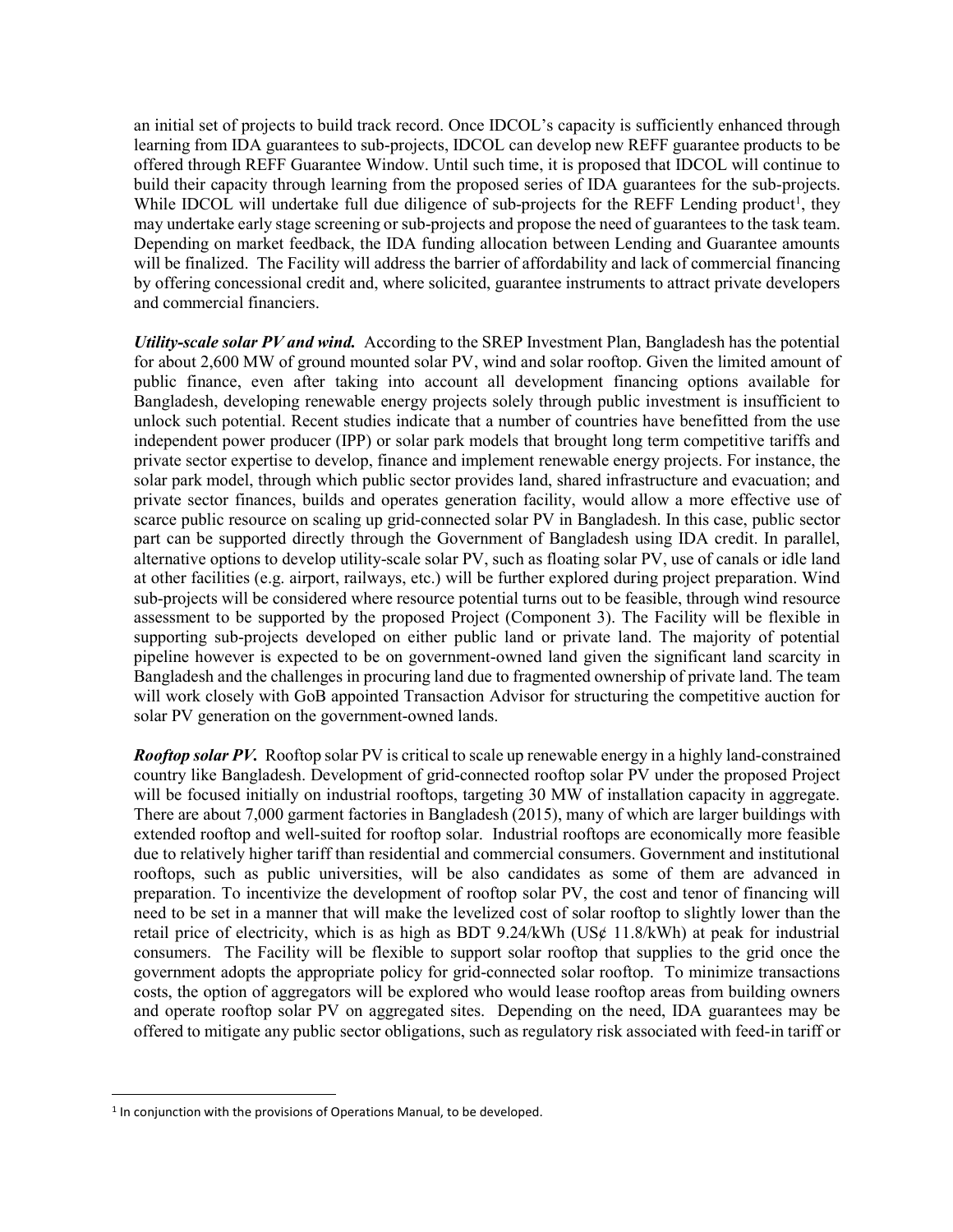an initial set of projects to build track record. Once IDCOL's capacity is sufficiently enhanced through learning from IDA guarantees to sub-projects, IDCOL can develop new REFF guarantee products to be offered through REFF Guarantee Window. Until such time, it is proposed that IDCOL will continue to build their capacity through learning from the proposed series of IDA guarantees for the sub-projects. While IDCOL will undertake full due diligence of sub-projects for the REFF Lending product[1], they may undertake early stage screening or sub-projects and propose the need of guarantees to the task team. Depending on market feedback, the IDA funding allocation between Lending and Guarantee amounts will be finalized. The Facility will address the barrier of affordability and lack of commercial financing by offering concessional credit and, where solicited, guarantee instruments to attract private developers and commercial financiers.

***Utility-scale solar PV and wind.*** According to the SREP Investment Plan, Bangladesh has the potential for about 2,600 MW of ground mounted solar PV, wind and solar rooftop. Given the limited amount of public finance, even after taking into account all development financing options available for Bangladesh, developing renewable energy projects solely through public investment is insufficient to unlock such potential. Recent studies indicate that a number of countries have benefitted from the use independent power producer (IPP) or solar park models that brought long term competitive tariffs and private sector expertise to develop, finance and implement renewable energy projects. For instance, the solar park model, through which public sector provides land, shared infrastructure and evacuation; and private sector finances, builds and operates generation facility, would allow a more effective use of scarce public resource on scaling up grid-connected solar PV in Bangladesh. In this case, public sector part can be supported directly through the Government of Bangladesh using IDA credit. In parallel, alternative options to develop utility-scale solar PV, such as floating solar PV, use of canals or idle land at other facilities (e.g. airport, railways, etc.) will be further explored during project preparation. Wind sub-projects will be considered where resource potential turns out to be feasible, through wind resource assessment to be supported by the proposed Project (Component 3). The Facility will be flexible in supporting sub-projects developed on either public land or private land. The majority of potential pipeline however is expected to be on government-owned land given the significant land scarcity in Bangladesh and the challenges in procuring land due to fragmented ownership of private land. The team will work closely with GoB appointed Transaction Advisor for structuring the competitive auction for solar PV generation on the government-owned lands.

***Rooftop solar PV.*** Rooftop solar PV is critical to scale up renewable energy in a highly land-constrained country like Bangladesh. Development of grid-connected rooftop solar PV under the proposed Project will be focused initially on industrial rooftops, targeting 30 MW of installation capacity in aggregate. There are about 7,000 garment factories in Bangladesh (2015), many of which are larger buildings with extended rooftop and well-suited for rooftop solar. Industrial rooftops are economically more feasible due to relatively higher tariff than residential and commercial consumers. Government and institutional rooftops, such as public universities, will be also candidates as some of them are advanced in preparation. To incentivize the development of rooftop solar PV, the cost and tenor of financing will need to be set in a manner that will make the levelized cost of solar rooftop to slightly lower than the retail price of electricity, which is as high as BDT 9.24/kWh (US¢ 11.8/kWh) at peak for industrial consumers. The Facility will be flexible to support solar rooftop that supplies to the grid once the government adopts the appropriate policy for grid-connected solar rooftop. To minimize transactions costs, the option of aggregators will be explored who would lease rooftop areas from building owners and operate rooftop solar PV on aggregated sites. Depending on the need, IDA guarantees may be offered to mitigate any public sector obligations, such as regulatory risk associated with feed-in tariff or

[1] In conjunction with the provisions of Operations Manual, to be developed.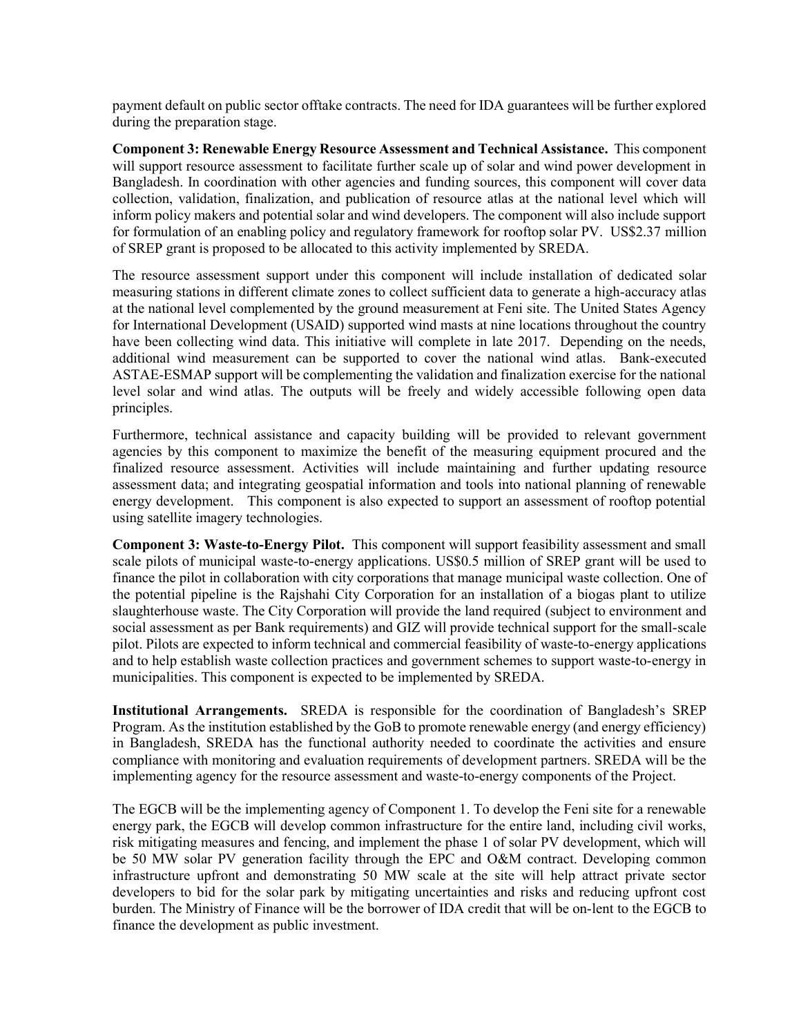payment default on public sector offtake contracts. The need for IDA guarantees will be further explored during the preparation stage.

**Component 3: Renewable Energy Resource Assessment and Technical Assistance.** This component will support resource assessment to facilitate further scale up of solar and wind power development in Bangladesh. In coordination with other agencies and funding sources, this component will cover data collection, validation, finalization, and publication of resource atlas at the national level which will inform policy makers and potential solar and wind developers. The component will also include support for formulation of an enabling policy and regulatory framework for rooftop solar PV. US$2.37 million of SREP grant is proposed to be allocated to this activity implemented by SREDA.

The resource assessment support under this component will include installation of dedicated solar measuring stations in different climate zones to collect sufficient data to generate a high-accuracy atlas at the national level complemented by the ground measurement at Feni site. The United States Agency for International Development (USAID) supported wind masts at nine locations throughout the country have been collecting wind data. This initiative will complete in late 2017. Depending on the needs, additional wind measurement can be supported to cover the national wind atlas. Bank-executed ASTAE-ESMAP support will be complementing the validation and finalization exercise for the national level solar and wind atlas. The outputs will be freely and widely accessible following open data principles.

Furthermore, technical assistance and capacity building will be provided to relevant government agencies by this component to maximize the benefit of the measuring equipment procured and the finalized resource assessment. Activities will include maintaining and further updating resource assessment data; and integrating geospatial information and tools into national planning of renewable energy development. This component is also expected to support an assessment of rooftop potential using satellite imagery technologies.

**Component 3: Waste-to-Energy Pilot.** This component will support feasibility assessment and small scale pilots of municipal waste-to-energy applications. US$0.5 million of SREP grant will be used to finance the pilot in collaboration with city corporations that manage municipal waste collection. One of the potential pipeline is the Rajshahi City Corporation for an installation of a biogas plant to utilize slaughterhouse waste. The City Corporation will provide the land required (subject to environment and social assessment as per Bank requirements) and GIZ will provide technical support for the small-scale pilot. Pilots are expected to inform technical and commercial feasibility of waste-to-energy applications and to help establish waste collection practices and government schemes to support waste-to-energy in municipalities. This component is expected to be implemented by SREDA.

**Institutional Arrangements.** SREDA is responsible for the coordination of Bangladesh's SREP Program. As the institution established by the GoB to promote renewable energy (and energy efficiency) in Bangladesh, SREDA has the functional authority needed to coordinate the activities and ensure compliance with monitoring and evaluation requirements of development partners. SREDA will be the implementing agency for the resource assessment and waste-to-energy components of the Project.

The EGCB will be the implementing agency of Component 1. To develop the Feni site for a renewable energy park, the EGCB will develop common infrastructure for the entire land, including civil works, risk mitigating measures and fencing, and implement the phase 1 of solar PV development, which will be 50 MW solar PV generation facility through the EPC and O&M contract. Developing common infrastructure upfront and demonstrating 50 MW scale at the site will help attract private sector developers to bid for the solar park by mitigating uncertainties and risks and reducing upfront cost burden. The Ministry of Finance will be the borrower of IDA credit that will be on-lent to the EGCB to finance the development as public investment.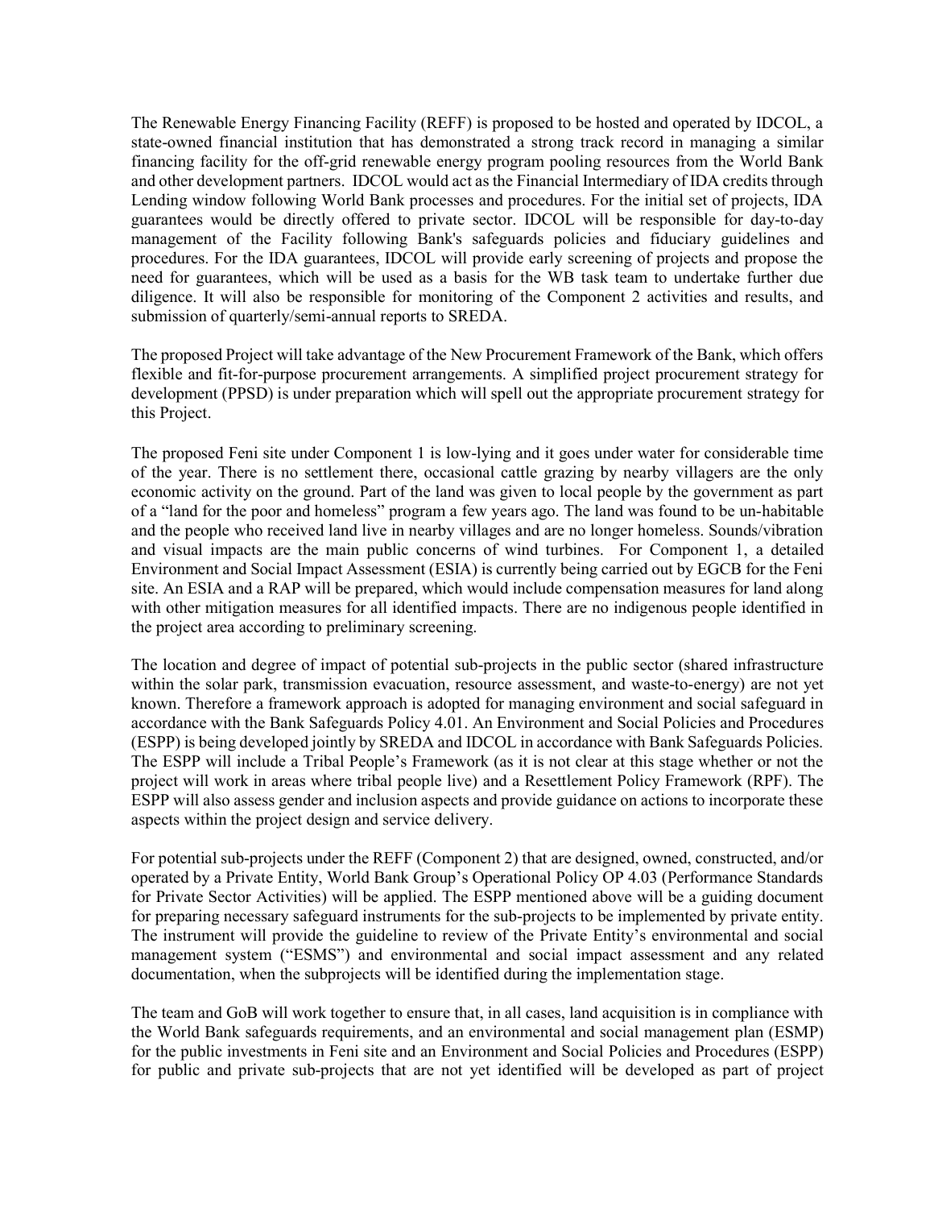The Renewable Energy Financing Facility (REFF) is proposed to be hosted and operated by IDCOL, a state-owned financial institution that has demonstrated a strong track record in managing a similar financing facility for the off-grid renewable energy program pooling resources from the World Bank and other development partners. IDCOL would act as the Financial Intermediary of IDA credits through Lending window following World Bank processes and procedures. For the initial set of projects, IDA guarantees would be directly offered to private sector. IDCOL will be responsible for day-to-day management of the Facility following Bank's safeguards policies and fiduciary guidelines and procedures. For the IDA guarantees, IDCOL will provide early screening of projects and propose the need for guarantees, which will be used as a basis for the WB task team to undertake further due diligence. It will also be responsible for monitoring of the Component 2 activities and results, and submission of quarterly/semi-annual reports to SREDA.

The proposed Project will take advantage of the New Procurement Framework of the Bank, which offers flexible and fit-for-purpose procurement arrangements. A simplified project procurement strategy for development (PPSD) is under preparation which will spell out the appropriate procurement strategy for this Project.

The proposed Feni site under Component 1 is low-lying and it goes under water for considerable time of the year. There is no settlement there, occasional cattle grazing by nearby villagers are the only economic activity on the ground. Part of the land was given to local people by the government as part of a "land for the poor and homeless" program a few years ago. The land was found to be un-habitable and the people who received land live in nearby villages and are no longer homeless. Sounds/vibration and visual impacts are the main public concerns of wind turbines. For Component 1, a detailed Environment and Social Impact Assessment (ESIA) is currently being carried out by EGCB for the Feni site. An ESIA and a RAP will be prepared, which would include compensation measures for land along with other mitigation measures for all identified impacts. There are no indigenous people identified in the project area according to preliminary screening.

The location and degree of impact of potential sub-projects in the public sector (shared infrastructure within the solar park, transmission evacuation, resource assessment, and waste-to-energy) are not yet known. Therefore a framework approach is adopted for managing environment and social safeguard in accordance with the Bank Safeguards Policy 4.01. An Environment and Social Policies and Procedures (ESPP) is being developed jointly by SREDA and IDCOL in accordance with Bank Safeguards Policies. The ESPP will include a Tribal People's Framework (as it is not clear at this stage whether or not the project will work in areas where tribal people live) and a Resettlement Policy Framework (RPF). The ESPP will also assess gender and inclusion aspects and provide guidance on actions to incorporate these aspects within the project design and service delivery.

For potential sub-projects under the REFF (Component 2) that are designed, owned, constructed, and/or operated by a Private Entity, World Bank Group's Operational Policy OP 4.03 (Performance Standards for Private Sector Activities) will be applied. The ESPP mentioned above will be a guiding document for preparing necessary safeguard instruments for the sub-projects to be implemented by private entity. The instrument will provide the guideline to review of the Private Entity's environmental and social management system ("ESMS") and environmental and social impact assessment and any related documentation, when the subprojects will be identified during the implementation stage.

The team and GoB will work together to ensure that, in all cases, land acquisition is in compliance with the World Bank safeguards requirements, and an environmental and social management plan (ESMP) for the public investments in Feni site and an Environment and Social Policies and Procedures (ESPP) for public and private sub-projects that are not yet identified will be developed as part of project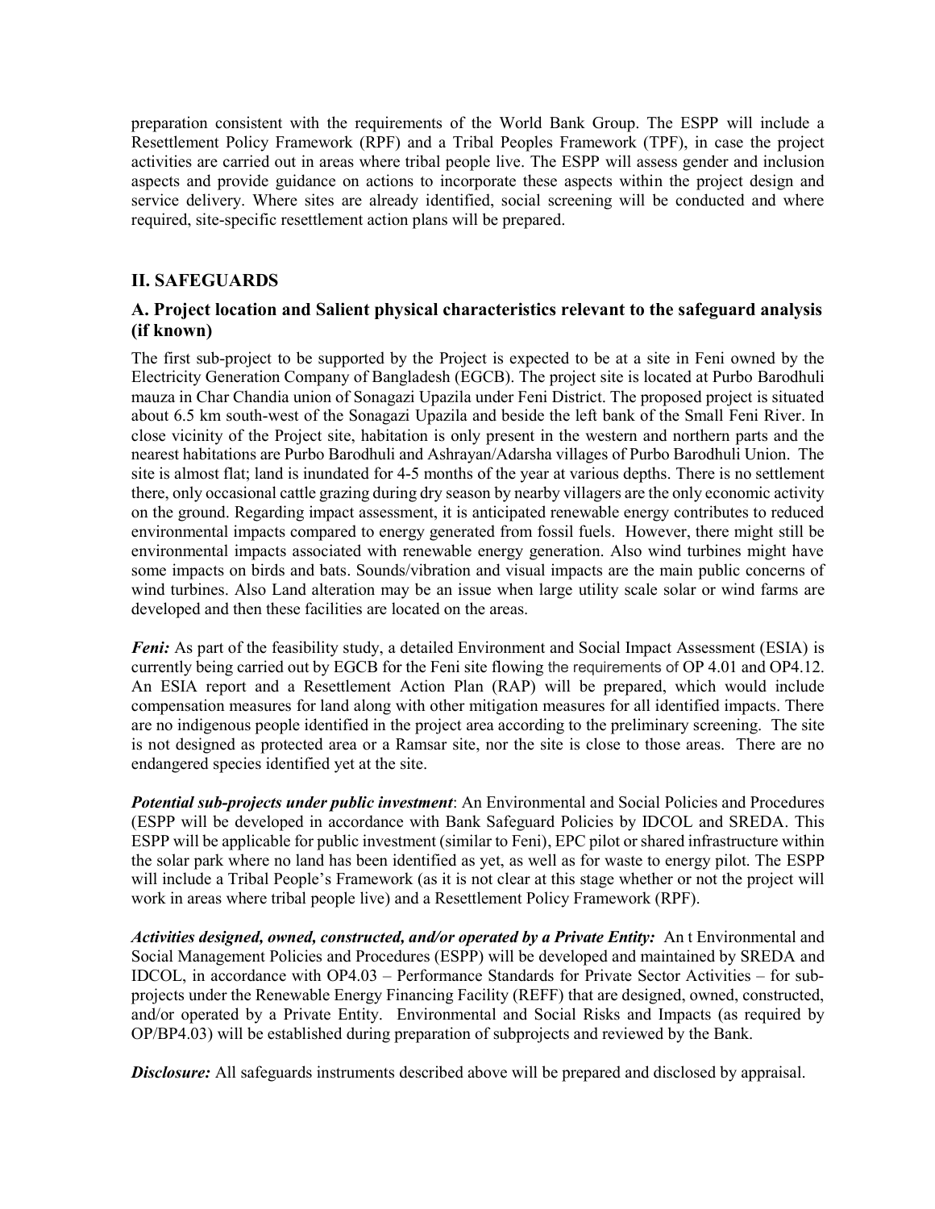preparation consistent with the requirements of the World Bank Group. The ESPP will include a Resettlement Policy Framework (RPF) and a Tribal Peoples Framework (TPF), in case the project activities are carried out in areas where tribal people live. The ESPP will assess gender and inclusion aspects and provide guidance on actions to incorporate these aspects within the project design and service delivery. Where sites are already identified, social screening will be conducted and where required, site-specific resettlement action plans will be prepared.

## II. SAFEGUARDS

### A. Project location and Salient physical characteristics relevant to the safeguard analysis (if known)

The first sub-project to be supported by the Project is expected to be at a site in Feni owned by the Electricity Generation Company of Bangladesh (EGCB). The project site is located at Purbo Barodhuli mauza in Char Chandia union of Sonagazi Upazila under Feni District. The proposed project is situated about 6.5 km south-west of the Sonagazi Upazila and beside the left bank of the Small Feni River. In close vicinity of the Project site, habitation is only present in the western and northern parts and the nearest habitations are Purbo Barodhuli and Ashrayan/Adarsha villages of Purbo Barodhuli Union. The site is almost flat; land is inundated for 4-5 months of the year at various depths. There is no settlement there, only occasional cattle grazing during dry season by nearby villagers are the only economic activity on the ground. Regarding impact assessment, it is anticipated renewable energy contributes to reduced environmental impacts compared to energy generated from fossil fuels. However, there might still be environmental impacts associated with renewable energy generation. Also wind turbines might have some impacts on birds and bats. Sounds/vibration and visual impacts are the main public concerns of wind turbines. Also Land alteration may be an issue when large utility scale solar or wind farms are developed and then these facilities are located on the areas.

***Feni:*** As part of the feasibility study, a detailed Environment and Social Impact Assessment (ESIA) is currently being carried out by EGCB for the Feni site flowing the requirements of OP 4.01 and OP4.12. An ESIA report and a Resettlement Action Plan (RAP) will be prepared, which would include compensation measures for land along with other mitigation measures for all identified impacts. There are no indigenous people identified in the project area according to the preliminary screening. The site is not designed as protected area or a Ramsar site, nor the site is close to those areas. There are no endangered species identified yet at the site.

***Potential sub-projects under public investment***: An Environmental and Social Policies and Procedures (ESPP will be developed in accordance with Bank Safeguard Policies by IDCOL and SREDA. This ESPP will be applicable for public investment (similar to Feni), EPC pilot or shared infrastructure within the solar park where no land has been identified as yet, as well as for waste to energy pilot. The ESPP will include a Tribal People's Framework (as it is not clear at this stage whether or not the project will work in areas where tribal people live) and a Resettlement Policy Framework (RPF).

***Activities designed, owned, constructed, and/or operated by a Private Entity:*** An t Environmental and Social Management Policies and Procedures (ESPP) will be developed and maintained by SREDA and IDCOL, in accordance with OP4.03 – Performance Standards for Private Sector Activities – for sub-projects under the Renewable Energy Financing Facility (REFF) that are designed, owned, constructed, and/or operated by a Private Entity. Environmental and Social Risks and Impacts (as required by OP/BP4.03) will be established during preparation of subprojects and reviewed by the Bank.

***Disclosure:*** All safeguards instruments described above will be prepared and disclosed by appraisal.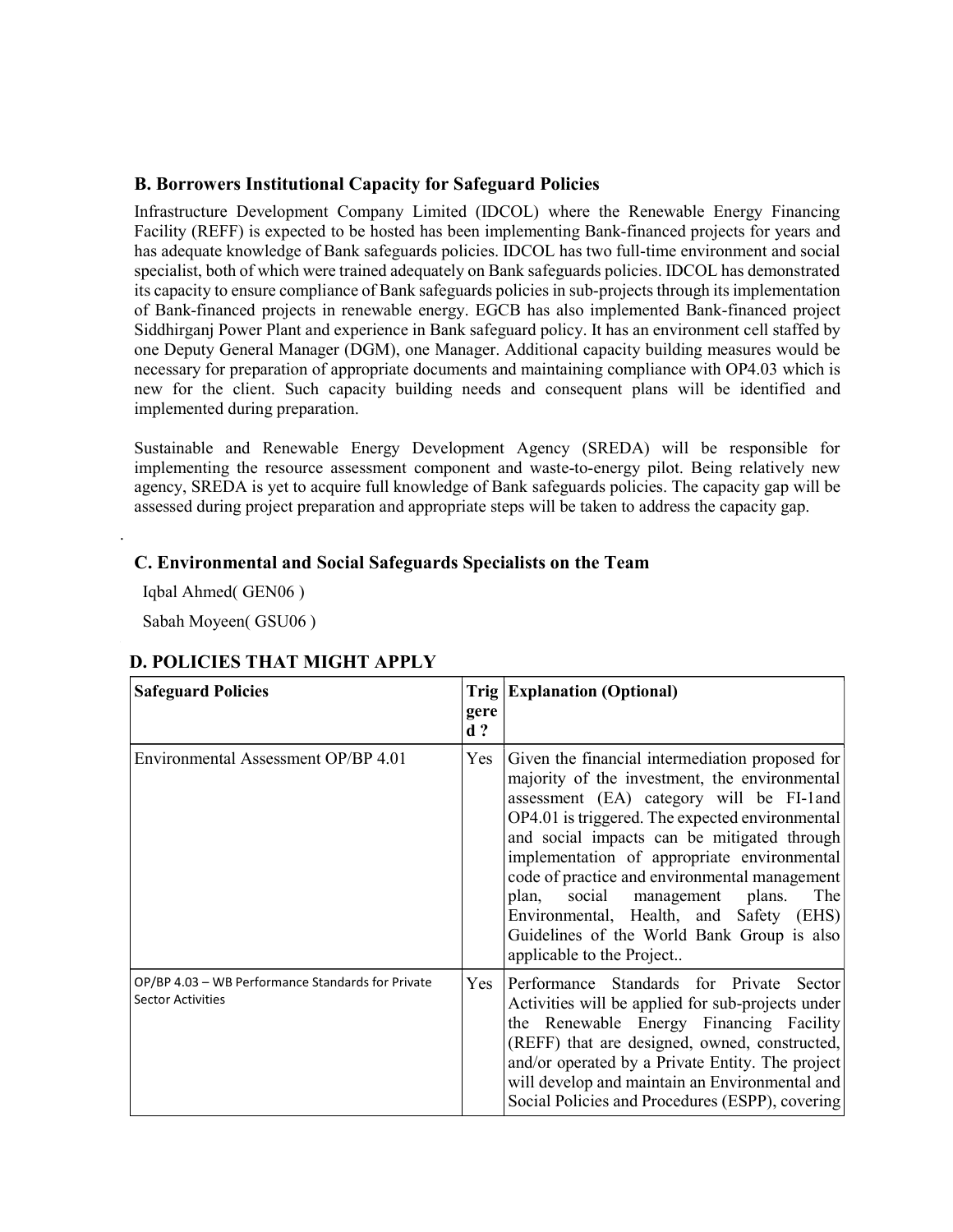## B. Borrowers Institutional Capacity for Safeguard Policies

Infrastructure Development Company Limited (IDCOL) where the Renewable Energy Financing Facility (REFF) is expected to be hosted has been implementing Bank-financed projects for years and has adequate knowledge of Bank safeguards policies. IDCOL has two full-time environment and social specialist, both of which were trained adequately on Bank safeguards policies. IDCOL has demonstrated its capacity to ensure compliance of Bank safeguards policies in sub-projects through its implementation of Bank-financed projects in renewable energy. EGCB has also implemented Bank-financed project Siddhirganj Power Plant and experience in Bank safeguard policy. It has an environment cell staffed by one Deputy General Manager (DGM), one Manager. Additional capacity building measures would be necessary for preparation of appropriate documents and maintaining compliance with OP4.03 which is new for the client. Such capacity building needs and consequent plans will be identified and implemented during preparation.

Sustainable and Renewable Energy Development Agency (SREDA) will be responsible for implementing the resource assessment component and waste-to-energy pilot. Being relatively new agency, SREDA is yet to acquire full knowledge of Bank safeguards policies. The capacity gap will be assessed during project preparation and appropriate steps will be taken to address the capacity gap.

.

## C. Environmental and Social Safeguards Specialists on the Team

Iqbal Ahmed( GEN06 )

Sabah Moyeen( GSU06 )

## D. POLICIES THAT MIGHT APPLY

| Safeguard Policies | Triggered ? | Explanation (Optional) |
|---|---|---|
| Environmental Assessment OP/BP 4.01 | Yes | Given the financial intermediation proposed for majority of the investment, the environmental assessment (EA) category will be FI-1and OP4.01 is triggered. The expected environmental and social impacts can be mitigated through implementation of appropriate environmental code of practice and environmental management plan, social management plans. The Environmental, Health, and Safety (EHS) Guidelines of the World Bank Group is also applicable to the Project.. |
| OP/BP 4.03 – WB Performance Standards for Private Sector Activities | Yes | Performance Standards for Private Sector Activities will be applied for sub-projects under the Renewable Energy Financing Facility (REFF) that are designed, owned, constructed, and/or operated by a Private Entity. The project will develop and maintain an Environmental and Social Policies and Procedures (ESPP), covering |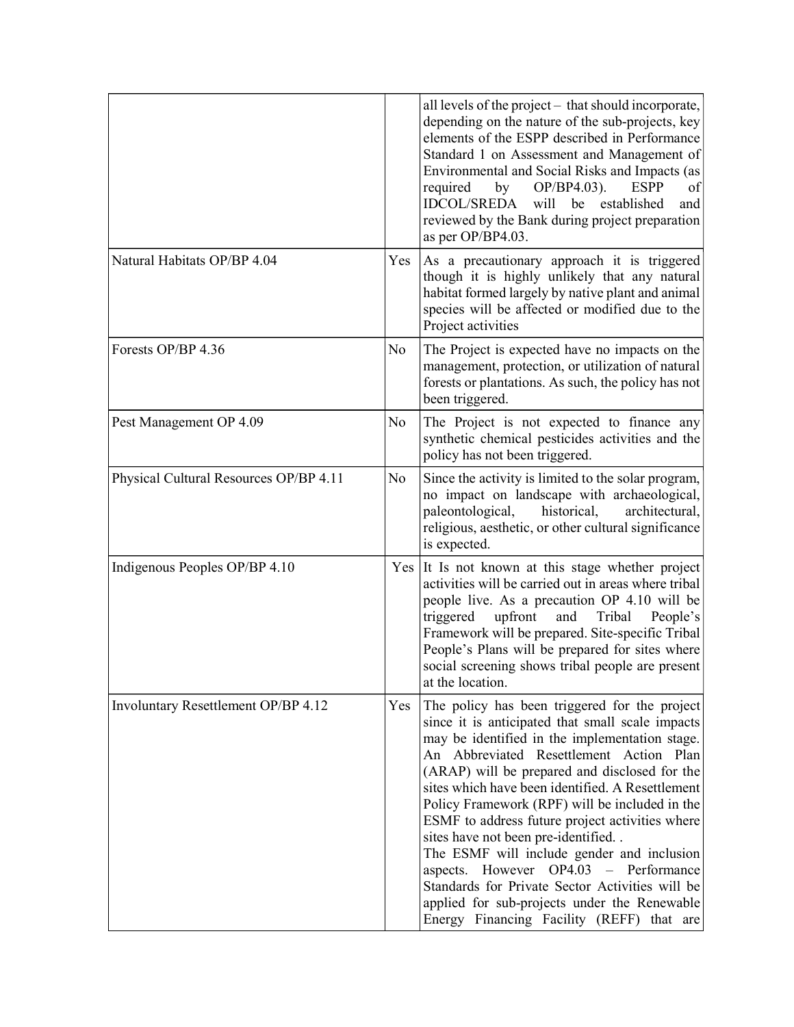| | | |
|---|---|---|
| | | all levels of the project – that should incorporate, depending on the nature of the sub-projects, key elements of the ESPP described in Performance Standard 1 on Assessment and Management of Environmental and Social Risks and Impacts (as required by OP/BP4.03). ESPP of IDCOL/SREDA will be established and reviewed by the Bank during project preparation as per OP/BP4.03. |
| Natural Habitats OP/BP 4.04 | Yes | As a precautionary approach it is triggered though it is highly unlikely that any natural habitat formed largely by native plant and animal species will be affected or modified due to the Project activities |
| Forests OP/BP 4.36 | No | The Project is expected have no impacts on the management, protection, or utilization of natural forests or plantations. As such, the policy has not been triggered. |
| Pest Management OP 4.09 | No | The Project is not expected to finance any synthetic chemical pesticides activities and the policy has not been triggered. |
| Physical Cultural Resources OP/BP 4.11 | No | Since the activity is limited to the solar program, no impact on landscape with archaeological, paleontological, historical, architectural, religious, aesthetic, or other cultural significance is expected. |
| Indigenous Peoples OP/BP 4.10 | Yes | It Is not known at this stage whether project activities will be carried out in areas where tribal people live. As a precaution OP 4.10 will be triggered upfront and Tribal People's Framework will be prepared. Site-specific Tribal People's Plans will be prepared for sites where social screening shows tribal people are present at the location. |
| Involuntary Resettlement OP/BP 4.12 | Yes | The policy has been triggered for the project since it is anticipated that small scale impacts may be identified in the implementation stage. An Abbreviated Resettlement Action Plan (ARAP) will be prepared and disclosed for the sites which have been identified. A Resettlement Policy Framework (RPF) will be included in the ESMF to address future project activities where sites have not been pre-identified. .<br>The ESMF will include gender and inclusion aspects. However OP4.03 – Performance Standards for Private Sector Activities will be applied for sub-projects under the Renewable Energy Financing Facility (REFF) that are |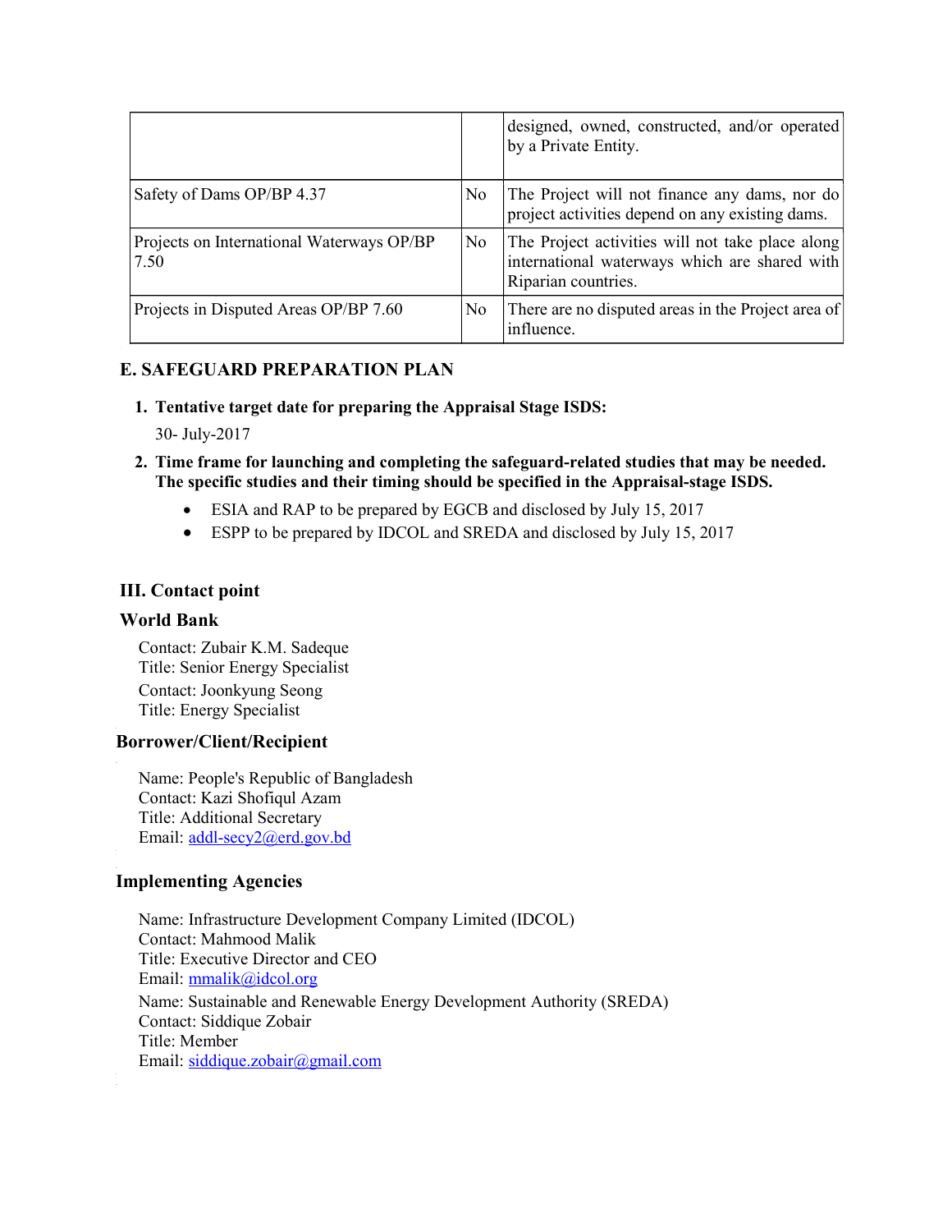| | | |
|---|---|---|
| | | designed, owned, constructed, and/or operated by a Private Entity. |
| Safety of Dams OP/BP 4.37 | No | The Project will not finance any dams, nor do project activities depend on any existing dams. |
| Projects on International Waterways OP/BP 7.50 | No | The Project activities will not take place along international waterways which are shared with Riparian countries. |
| Projects in Disputed Areas OP/BP 7.60 | No | There are no disputed areas in the Project area of influence. |

## E. SAFEGUARD PREPARATION PLAN

1. **Tentative target date for preparing the Appraisal Stage ISDS:**

   30- July-2017

2. **Time frame for launching and completing the safeguard-related studies that may be needed. The specific studies and their timing should be specified in the Appraisal-stage ISDS.**
   - ESIA and RAP to be prepared by EGCB and disclosed by July 15, 2017
   - ESPP to be prepared by IDCOL and SREDA and disclosed by July 15, 2017

## III. Contact point

### World Bank

Contact: Zubair K.M. Sadeque
Title: Senior Energy Specialist

Contact: Joonkyung Seong
Title: Energy Specialist

### Borrower/Client/Recipient

Name: People's Republic of Bangladesh
Contact: Kazi Shofiqul Azam
Title: Additional Secretary
Email: addl-secy2@erd.gov.bd

### Implementing Agencies

Name: Infrastructure Development Company Limited (IDCOL)
Contact: Mahmood Malik
Title: Executive Director and CEO
Email: mmalik@idcol.org

Name: Sustainable and Renewable Energy Development Authority (SREDA)
Contact: Siddique Zobair
Title: Member
Email: siddique.zobair@gmail.com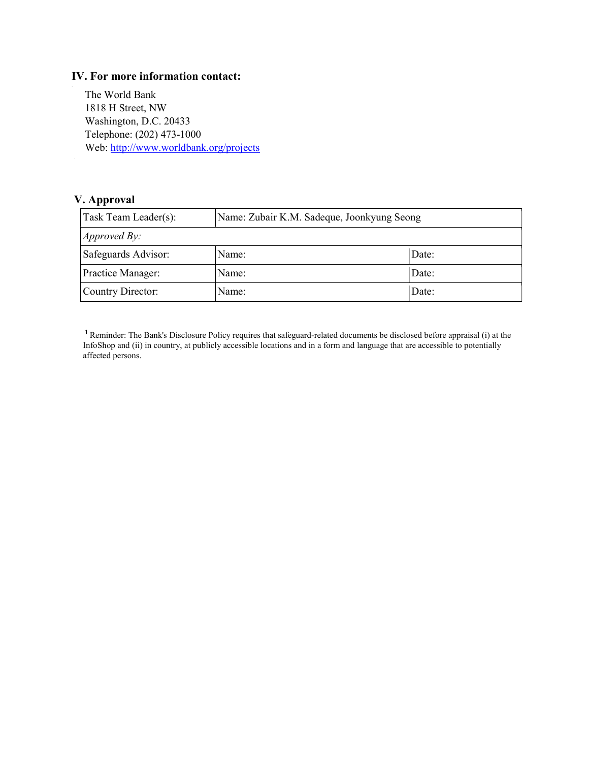## IV. For more information contact:

The World Bank
1818 H Street, NW
Washington, D.C. 20433
Telephone: (202) 473-1000
Web: http://www.worldbank.org/projects

## V. Approval

| | | |
|---|---|---|
| Task Team Leader(s): | Name: Zubair K.M. Sadeque, Joonkyung Seong | |
| *Approved By:* | | |
| Safeguards Advisor: | Name: | Date: |
| Practice Manager: | Name: | Date: |
| Country Director: | Name: | Date: |

[1] Reminder: The Bank's Disclosure Policy requires that safeguard-related documents be disclosed before appraisal (i) at the InfoShop and (ii) in country, at publicly accessible locations and in a form and language that are accessible to potentially affected persons.